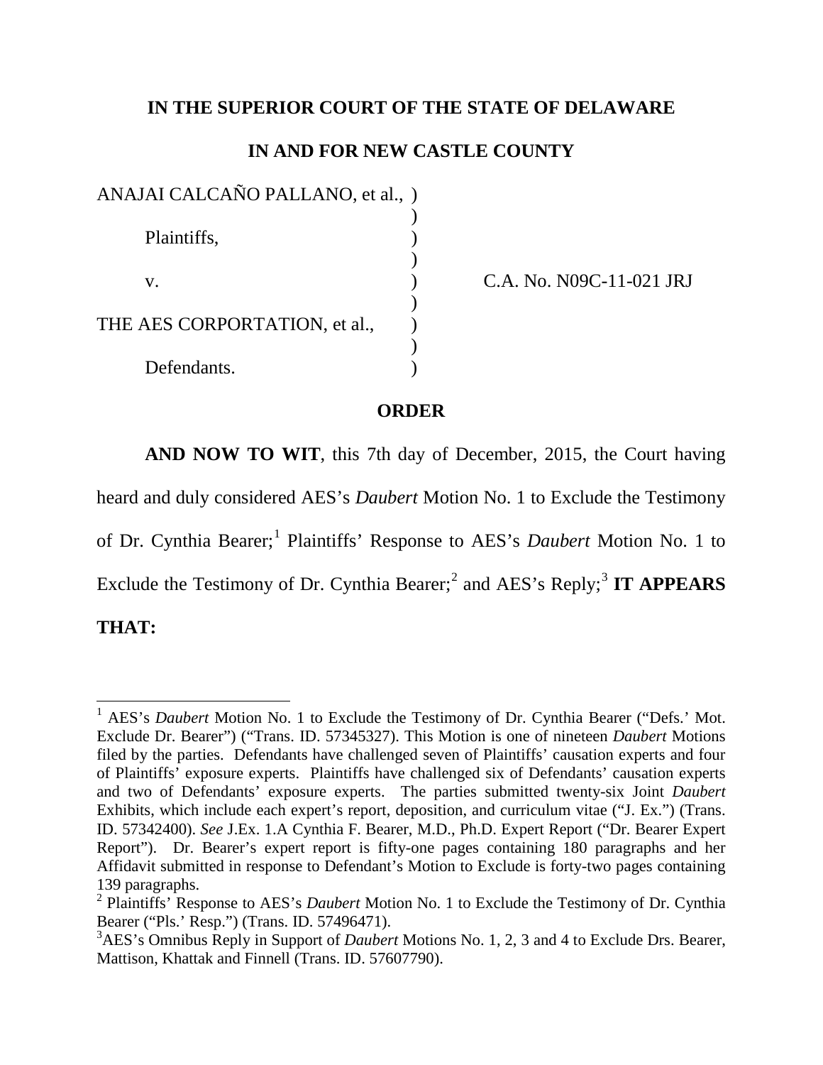**IN THE SUPERIOR COURT OF THE STATE OF DELAWARE**

**IN AND FOR NEW CASTLE COUNTY**

| | | |
|---|---|---|
| ANAJAI CALCAÑO PALLANO, et al., | ) | |
| | ) | |
| Plaintiffs, | ) | |
| | ) | |
| v. | ) | C.A. No. N09C-11-021 JRJ |
| | ) | |
| THE AES CORPORTATION, et al., | ) | |
| | ) | |
| Defendants. | ) | |

**ORDER**

**AND NOW TO WIT**, this 7th day of December, 2015, the Court having heard and duly considered AES's *Daubert* Motion No. 1 to Exclude the Testimony of Dr. Cynthia Bearer;[1] Plaintiffs' Response to AES's *Daubert* Motion No. 1 to Exclude the Testimony of Dr. Cynthia Bearer;[2] and AES's Reply;[3] **IT APPEARS THAT:**

---

[1] AES's *Daubert* Motion No. 1 to Exclude the Testimony of Dr. Cynthia Bearer ("Defs.' Mot. Exclude Dr. Bearer") ("Trans. ID. 57345327). This Motion is one of nineteen *Daubert* Motions filed by the parties. Defendants have challenged seven of Plaintiffs' causation experts and four of Plaintiffs' exposure experts. Plaintiffs have challenged six of Defendants' causation experts and two of Defendants' exposure experts. The parties submitted twenty-six Joint *Daubert* Exhibits, which include each expert's report, deposition, and curriculum vitae ("J. Ex.") (Trans. ID. 57342400). *See* J.Ex. 1.A Cynthia F. Bearer, M.D., Ph.D. Expert Report ("Dr. Bearer Expert Report"). Dr. Bearer's expert report is fifty-one pages containing 180 paragraphs and her Affidavit submitted in response to Defendant's Motion to Exclude is forty-two pages containing 139 paragraphs.

[2] Plaintiffs' Response to AES's *Daubert* Motion No. 1 to Exclude the Testimony of Dr. Cynthia Bearer ("Pls.' Resp.") (Trans. ID. 57496471).

[3] AES's Omnibus Reply in Support of *Daubert* Motions No. 1, 2, 3 and 4 to Exclude Drs. Bearer, Mattison, Khattak and Finnell (Trans. ID. 57607790).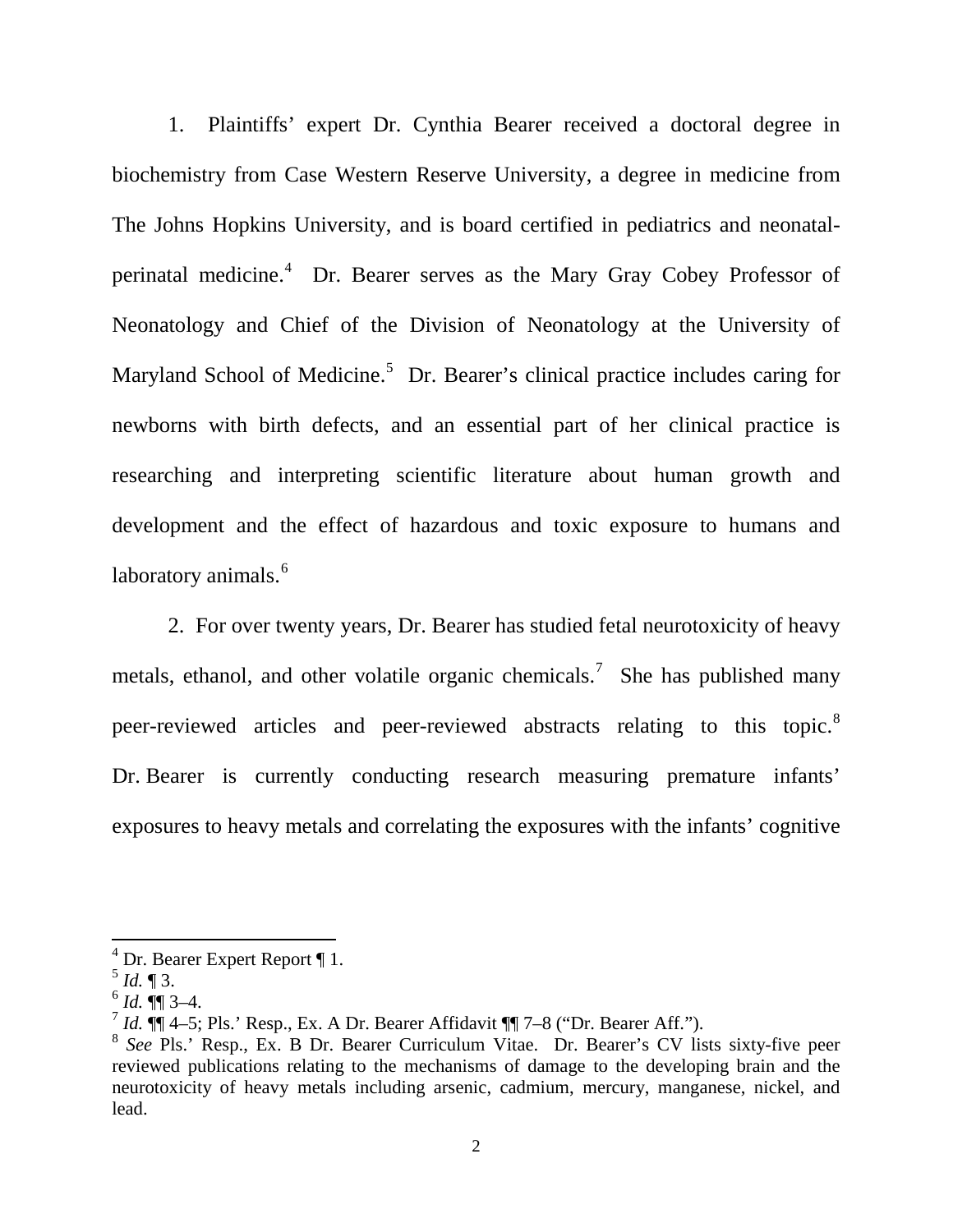1. Plaintiffs' expert Dr. Cynthia Bearer received a doctoral degree in biochemistry from Case Western Reserve University, a degree in medicine from The Johns Hopkins University, and is board certified in pediatrics and neonatal-perinatal medicine.[4] Dr. Bearer serves as the Mary Gray Cobey Professor of Neonatology and Chief of the Division of Neonatology at the University of Maryland School of Medicine.[5] Dr. Bearer's clinical practice includes caring for newborns with birth defects, and an essential part of her clinical practice is researching and interpreting scientific literature about human growth and development and the effect of hazardous and toxic exposure to humans and laboratory animals.[6]

2. For over twenty years, Dr. Bearer has studied fetal neurotoxicity of heavy metals, ethanol, and other volatile organic chemicals.[7] She has published many peer-reviewed articles and peer-reviewed abstracts relating to this topic.[8] Dr. Bearer is currently conducting research measuring premature infants' exposures to heavy metals and correlating the exposures with the infants' cognitive

---

[4] Dr. Bearer Expert Report ¶ 1.

[5] *Id.* ¶ 3.

[6] *Id.* ¶¶ 3–4.

[7] *Id.* ¶¶ 4–5; Pls.' Resp., Ex. A Dr. Bearer Affidavit ¶¶ 7–8 ("Dr. Bearer Aff.").

[8] *See* Pls.' Resp., Ex. B Dr. Bearer Curriculum Vitae. Dr. Bearer's CV lists sixty-five peer reviewed publications relating to the mechanisms of damage to the developing brain and the neurotoxicity of heavy metals including arsenic, cadmium, mercury, manganese, nickel, and lead.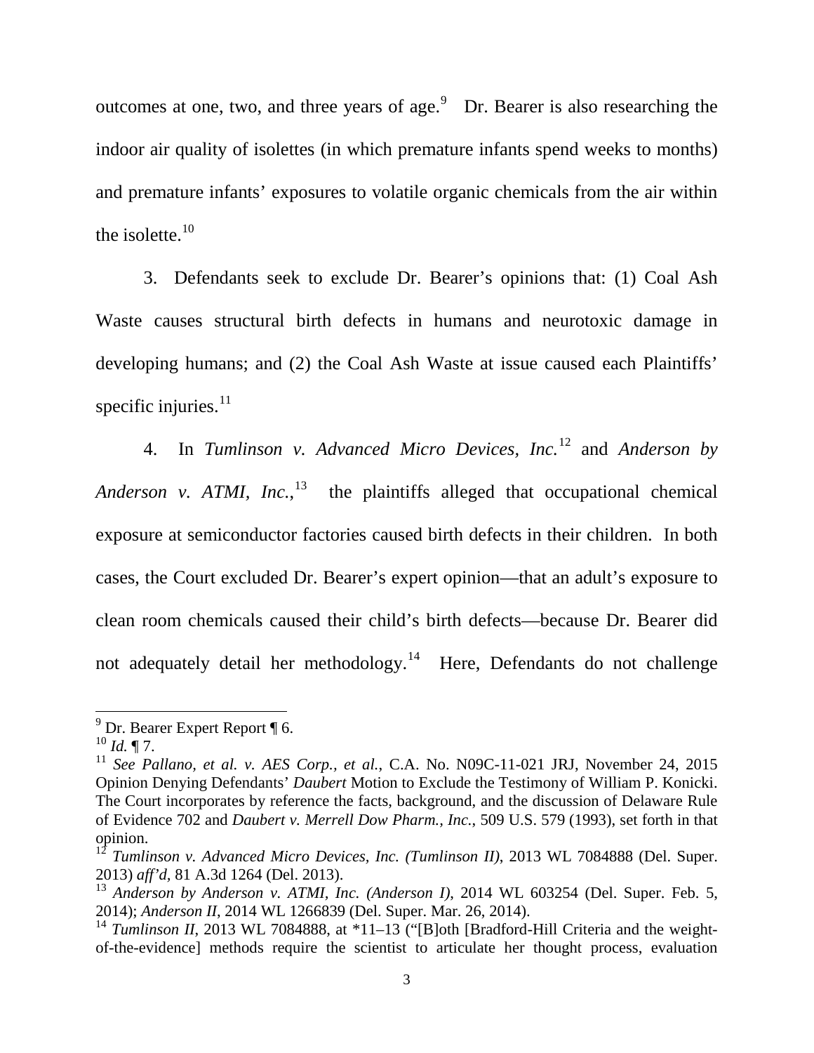outcomes at one, two, and three years of age.[9] Dr. Bearer is also researching the indoor air quality of isolettes (in which premature infants spend weeks to months) and premature infants' exposures to volatile organic chemicals from the air within the isolette.[10]

3. Defendants seek to exclude Dr. Bearer's opinions that: (1) Coal Ash Waste causes structural birth defects in humans and neurotoxic damage in developing humans; and (2) the Coal Ash Waste at issue caused each Plaintiffs' specific injuries.[11]

4. In *Tumlinson v. Advanced Micro Devices, Inc.*[12] and *Anderson by Anderson v. ATMI, Inc.*,[13] the plaintiffs alleged that occupational chemical exposure at semiconductor factories caused birth defects in their children. In both cases, the Court excluded Dr. Bearer's expert opinion—that an adult's exposure to clean room chemicals caused their child's birth defects—because Dr. Bearer did not adequately detail her methodology.[14] Here, Defendants do not challenge

---

[9] Dr. Bearer Expert Report ¶ 6.

[10] *Id.* ¶ 7.

[11] *See Pallano, et al. v. AES Corp., et al.*, C.A. No. N09C-11-021 JRJ, November 24, 2015 Opinion Denying Defendants' *Daubert* Motion to Exclude the Testimony of William P. Konicki. The Court incorporates by reference the facts, background, and the discussion of Delaware Rule of Evidence 702 and *Daubert v. Merrell Dow Pharm., Inc.*, 509 U.S. 579 (1993), set forth in that opinion.

[12] *Tumlinson v. Advanced Micro Devices, Inc. (Tumlinson II)*, 2013 WL 7084888 (Del. Super. 2013) *aff'd*, 81 A.3d 1264 (Del. 2013).

[13] *Anderson by Anderson v. ATMI, Inc. (Anderson I)*, 2014 WL 603254 (Del. Super. Feb. 5, 2014); *Anderson II*, 2014 WL 1266839 (Del. Super. Mar. 26, 2014).

[14] *Tumlinson II*, 2013 WL 7084888, at *11–13 ("[B]oth [Bradford-Hill Criteria and the weight-of-the-evidence] methods require the scientist to articulate her thought process, evaluation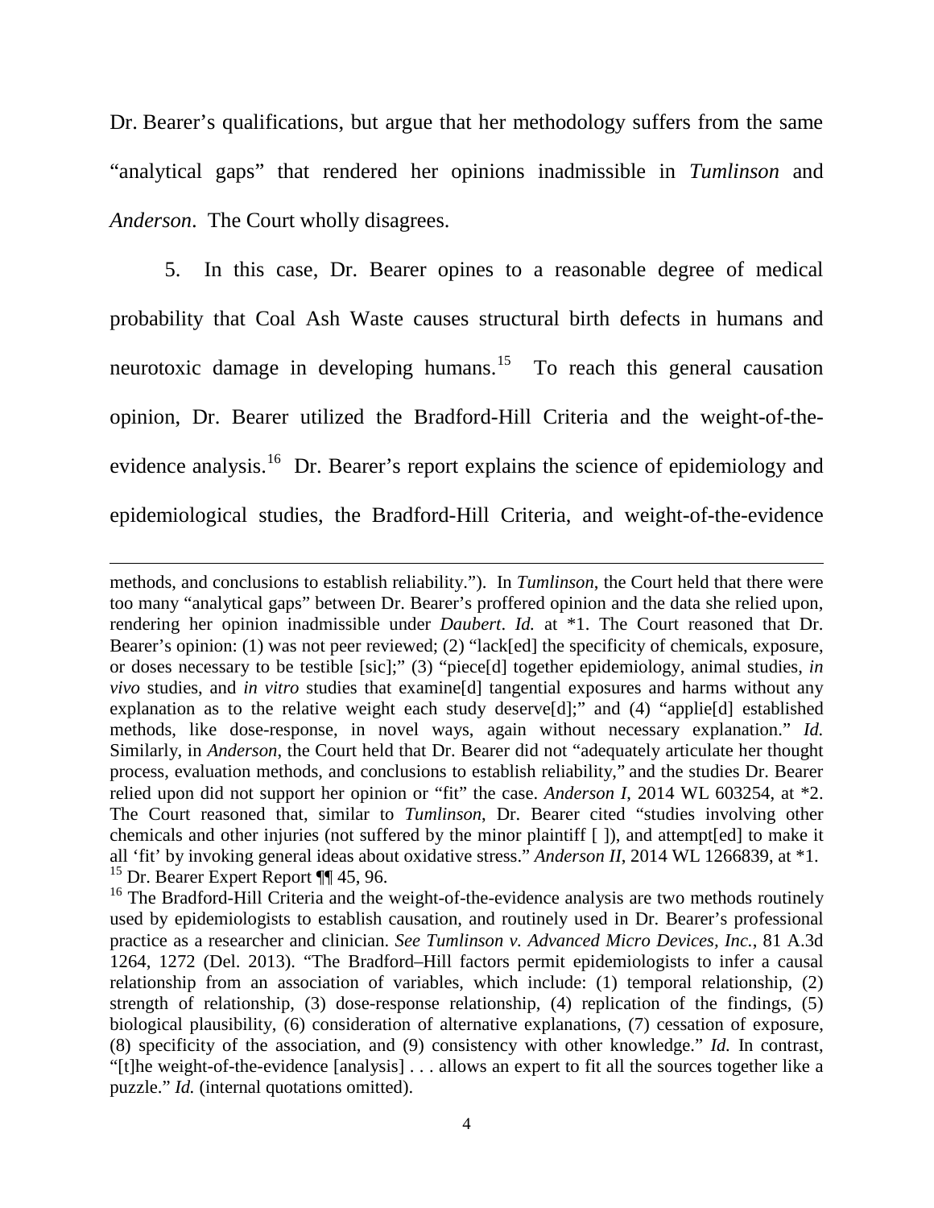Dr. Bearer's qualifications, but argue that her methodology suffers from the same "analytical gaps" that rendered her opinions inadmissible in *Tumlinson* and *Anderson*. The Court wholly disagrees.

5. In this case, Dr. Bearer opines to a reasonable degree of medical probability that Coal Ash Waste causes structural birth defects in humans and neurotoxic damage in developing humans.[15] To reach this general causation opinion, Dr. Bearer utilized the Bradford-Hill Criteria and the weight-of-the-evidence analysis.[16] Dr. Bearer's report explains the science of epidemiology and epidemiological studies, the Bradford-Hill Criteria, and weight-of-the-evidence

---

methods, and conclusions to establish reliability."). In *Tumlinson*, the Court held that there were too many "analytical gaps" between Dr. Bearer's proffered opinion and the data she relied upon, rendering her opinion inadmissible under *Daubert*. *Id.* at *1. The Court reasoned that Dr. Bearer's opinion: (1) was not peer reviewed; (2) "lack[ed] the specificity of chemicals, exposure, or doses necessary to be testible [sic];" (3) "piece[d] together epidemiology, animal studies, *in vivo* studies, and *in vitro* studies that examine[d] tangential exposures and harms without any explanation as to the relative weight each study deserve[d];" and (4) "applie[d] established methods, like dose-response, in novel ways, again without necessary explanation." *Id.* Similarly, in *Anderson*, the Court held that Dr. Bearer did not "adequately articulate her thought process, evaluation methods, and conclusions to establish reliability," and the studies Dr. Bearer relied upon did not support her opinion or "fit" the case. *Anderson I*, 2014 WL 603254, at *2. The Court reasoned that, similar to *Tumlinson*, Dr. Bearer cited "studies involving other chemicals and other injuries (not suffered by the minor plaintiff [ ]), and attempt[ed] to make it all 'fit' by invoking general ideas about oxidative stress." *Anderson II*, 2014 WL 1266839, at *1.

[15] Dr. Bearer Expert Report ¶¶ 45, 96.

[16] The Bradford-Hill Criteria and the weight-of-the-evidence analysis are two methods routinely used by epidemiologists to establish causation, and routinely used in Dr. Bearer's professional practice as a researcher and clinician. *See Tumlinson v. Advanced Micro Devices, Inc.*, 81 A.3d 1264, 1272 (Del. 2013). "The Bradford–Hill factors permit epidemiologists to infer a causal relationship from an association of variables, which include: (1) temporal relationship, (2) strength of relationship, (3) dose-response relationship, (4) replication of the findings, (5) biological plausibility, (6) consideration of alternative explanations, (7) cessation of exposure, (8) specificity of the association, and (9) consistency with other knowledge." *Id.* In contrast, "[t]he weight-of-the-evidence [analysis] . . . allows an expert to fit all the sources together like a puzzle." *Id.* (internal quotations omitted).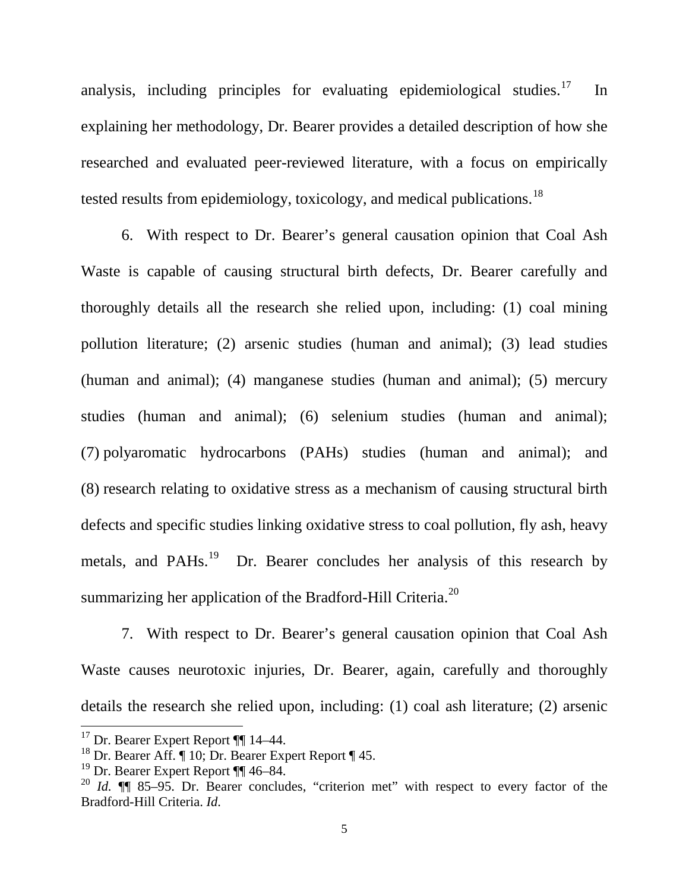analysis, including principles for evaluating epidemiological studies.[17] In explaining her methodology, Dr. Bearer provides a detailed description of how she researched and evaluated peer-reviewed literature, with a focus on empirically tested results from epidemiology, toxicology, and medical publications.[18]

6. With respect to Dr. Bearer's general causation opinion that Coal Ash Waste is capable of causing structural birth defects, Dr. Bearer carefully and thoroughly details all the research she relied upon, including: (1) coal mining pollution literature; (2) arsenic studies (human and animal); (3) lead studies (human and animal); (4) manganese studies (human and animal); (5) mercury studies (human and animal); (6) selenium studies (human and animal); (7) polyaromatic hydrocarbons (PAHs) studies (human and animal); and (8) research relating to oxidative stress as a mechanism of causing structural birth defects and specific studies linking oxidative stress to coal pollution, fly ash, heavy metals, and PAHs.[19] Dr. Bearer concludes her analysis of this research by summarizing her application of the Bradford-Hill Criteria.[20]

7. With respect to Dr. Bearer's general causation opinion that Coal Ash Waste causes neurotoxic injuries, Dr. Bearer, again, carefully and thoroughly details the research she relied upon, including: (1) coal ash literature; (2) arsenic

---

[17] Dr. Bearer Expert Report ¶¶ 14–44.

[18] Dr. Bearer Aff. ¶ 10; Dr. Bearer Expert Report ¶ 45.

[19] Dr. Bearer Expert Report ¶¶ 46–84.

[20] *Id.* ¶¶ 85–95. Dr. Bearer concludes, "criterion met" with respect to every factor of the Bradford-Hill Criteria. *Id.*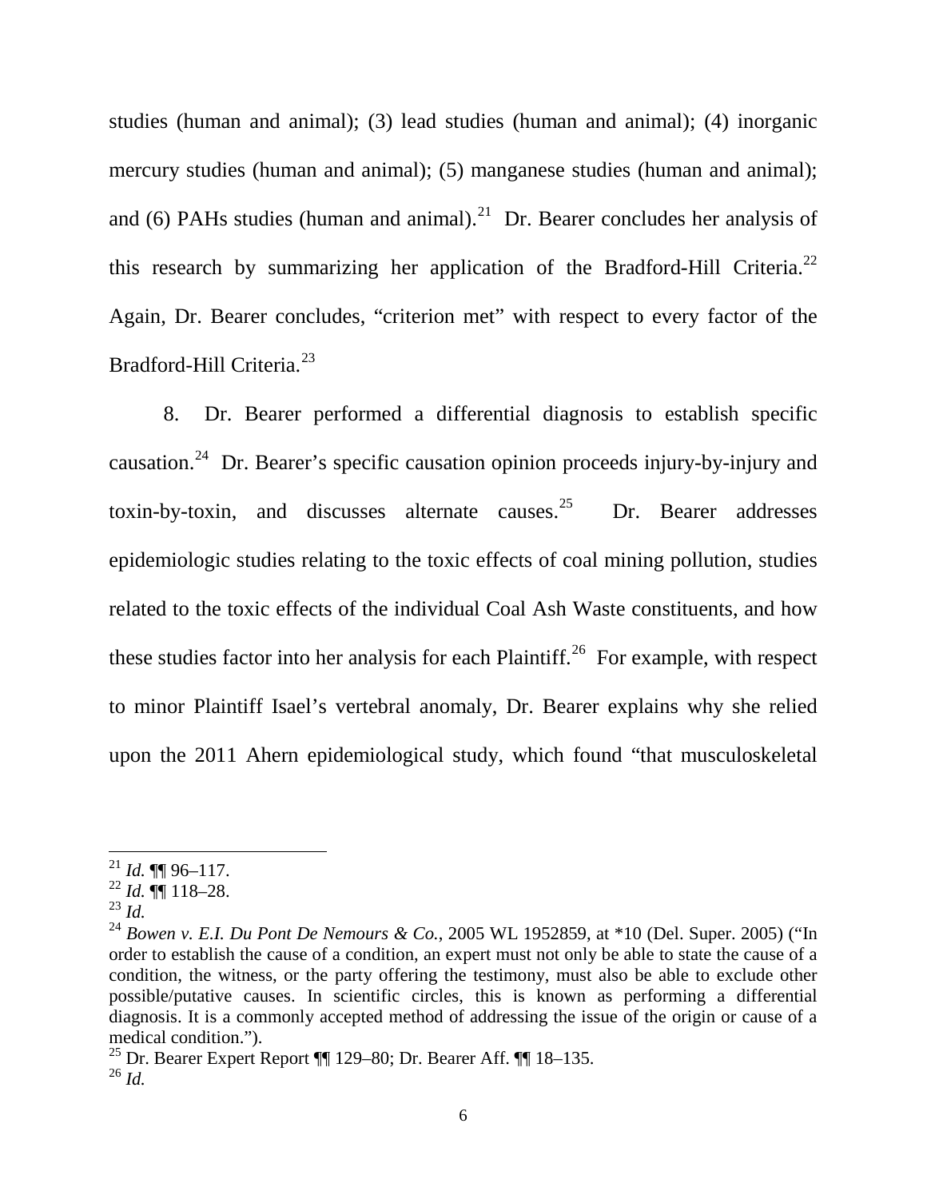studies (human and animal); (3) lead studies (human and animal); (4) inorganic mercury studies (human and animal); (5) manganese studies (human and animal); and (6) PAHs studies (human and animal).[21] Dr. Bearer concludes her analysis of this research by summarizing her application of the Bradford-Hill Criteria.[22] Again, Dr. Bearer concludes, "criterion met" with respect to every factor of the Bradford-Hill Criteria.[23]

8. Dr. Bearer performed a differential diagnosis to establish specific causation.[24] Dr. Bearer's specific causation opinion proceeds injury-by-injury and toxin-by-toxin, and discusses alternate causes.[25] Dr. Bearer addresses epidemiologic studies relating to the toxic effects of coal mining pollution, studies related to the toxic effects of the individual Coal Ash Waste constituents, and how these studies factor into her analysis for each Plaintiff.[26] For example, with respect to minor Plaintiff Isael's vertebral anomaly, Dr. Bearer explains why she relied upon the 2011 Ahern epidemiological study, which found "that musculoskeletal

---

[21] *Id.* ¶¶ 96–117.

[22] *Id.* ¶¶ 118–28.

[23] *Id.*

[24] *Bowen v. E.I. Du Pont De Nemours & Co.*, 2005 WL 1952859, at *10 (Del. Super. 2005) ("In order to establish the cause of a condition, an expert must not only be able to state the cause of a condition, the witness, or the party offering the testimony, must also be able to exclude other possible/putative causes. In scientific circles, this is known as performing a differential diagnosis. It is a commonly accepted method of addressing the issue of the origin or cause of a medical condition.").

[25] Dr. Bearer Expert Report ¶¶ 129–80; Dr. Bearer Aff. ¶¶ 18–135.

[26] *Id.*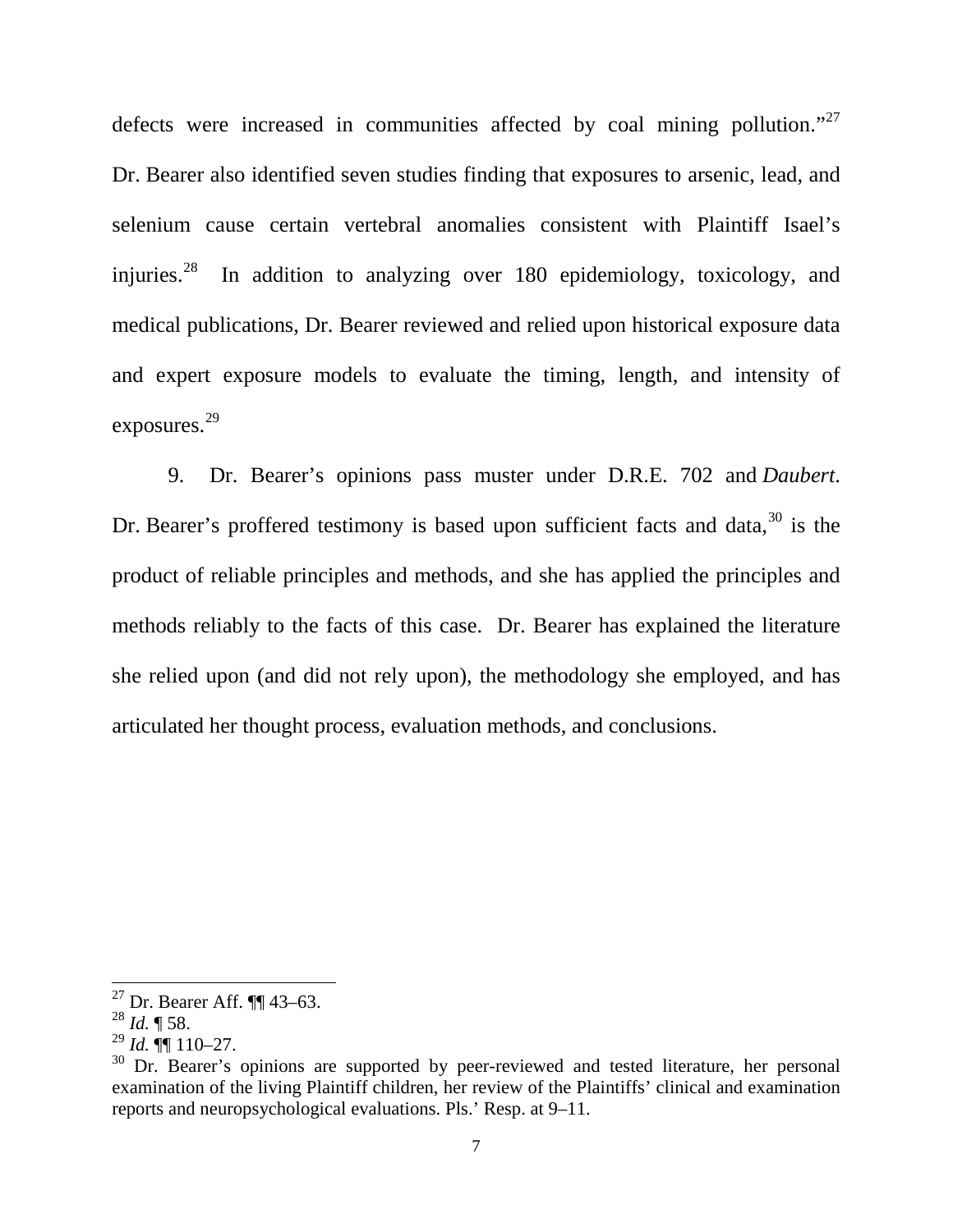defects were increased in communities affected by coal mining pollution."[27] Dr. Bearer also identified seven studies finding that exposures to arsenic, lead, and selenium cause certain vertebral anomalies consistent with Plaintiff Isael's injuries.[28] In addition to analyzing over 180 epidemiology, toxicology, and medical publications, Dr. Bearer reviewed and relied upon historical exposure data and expert exposure models to evaluate the timing, length, and intensity of exposures.[29]

9. Dr. Bearer's opinions pass muster under D.R.E. 702 and *Daubert*. Dr. Bearer's proffered testimony is based upon sufficient facts and data,[30] is the product of reliable principles and methods, and she has applied the principles and methods reliably to the facts of this case. Dr. Bearer has explained the literature she relied upon (and did not rely upon), the methodology she employed, and has articulated her thought process, evaluation methods, and conclusions.

---

[27] Dr. Bearer Aff. ¶¶ 43–63.

[28] *Id.* ¶ 58.

[29] *Id.* ¶¶ 110–27.

[30] Dr. Bearer's opinions are supported by peer-reviewed and tested literature, her personal examination of the living Plaintiff children, her review of the Plaintiffs' clinical and examination reports and neuropsychological evaluations. Pls.' Resp. at 9–11.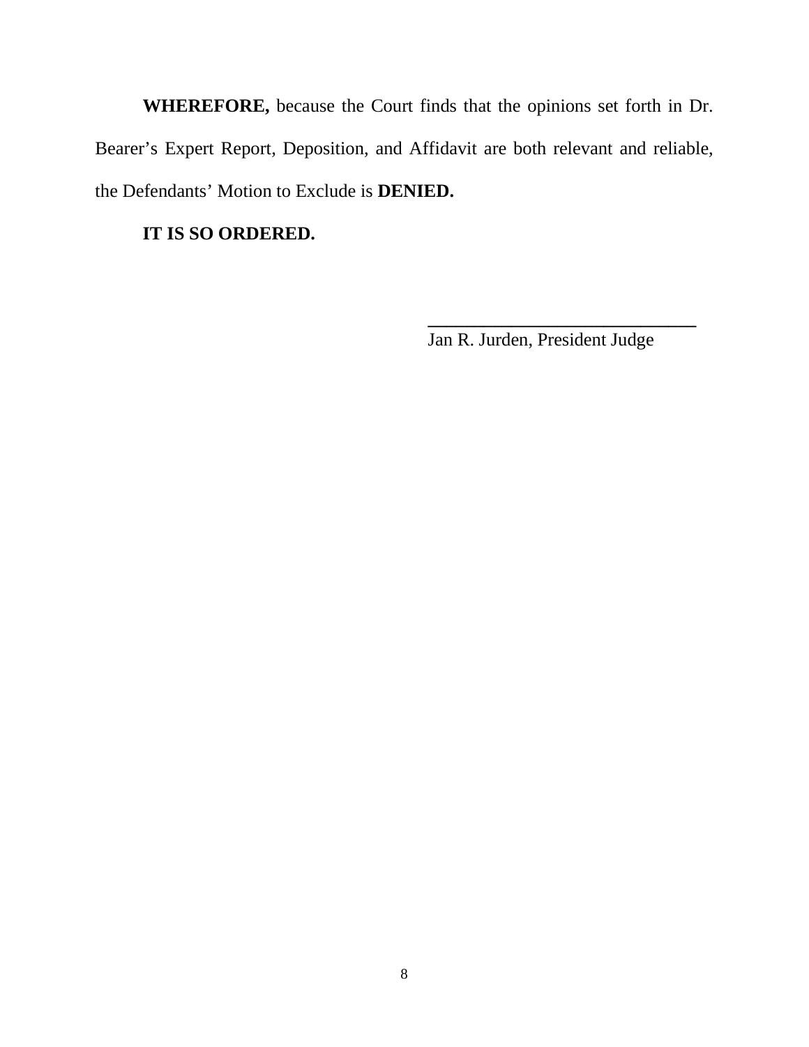**WHEREFORE,** because the Court finds that the opinions set forth in Dr. Bearer's Expert Report, Deposition, and Affidavit are both relevant and reliable, the Defendants' Motion to Exclude is **DENIED.**

**IT IS SO ORDERED.**

\_\_\_\_\_\_\_\_\_\_\_\_\_\_\_\_\_\_\_\_\_\_\_\_\_\_\_\_\_\_
Jan R. Jurden, President Judge